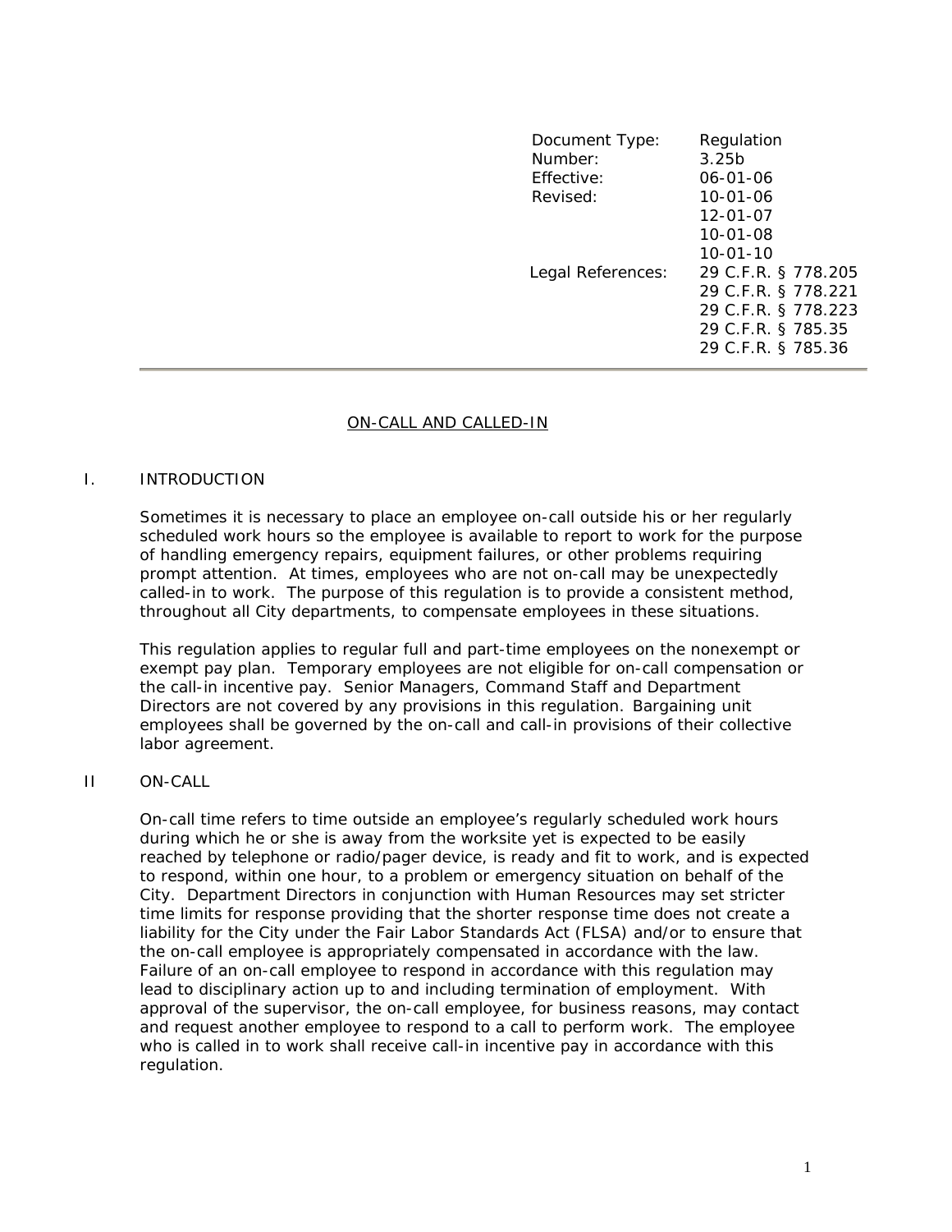| | |
|---|---|
| Document Type: | Regulation |
| Number: | 3.25b |
| Effective: | 06-01-06 |
| Revised: | 10-01-06<br>12-01-07<br>10-01-08<br>10-01-10 |
| Legal References: | 29 C.F.R. § 778.205<br>29 C.F.R. § 778.221<br>29 C.F.R. § 778.223<br>29 C.F.R. § 785.35<br>29 C.F.R. § 785.36 |

---

# ON-CALL AND CALLED-IN

## I. INTRODUCTION

Sometimes it is necessary to place an employee on-call outside his or her regularly scheduled work hours so the employee is available to report to work for the purpose of handling emergency repairs, equipment failures, or other problems requiring prompt attention. At times, employees who are not on-call may be unexpectedly called-in to work. The purpose of this regulation is to provide a consistent method, throughout all City departments, to compensate employees in these situations.

This regulation applies to regular full and part-time employees on the nonexempt or exempt pay plan. Temporary employees are not eligible for on-call compensation or the call-in incentive pay. Senior Managers, Command Staff and Department Directors are not covered by any provisions in this regulation. Bargaining unit employees shall be governed by the on-call and call-in provisions of their collective labor agreement.

## II ON-CALL

On-call time refers to time outside an employee's regularly scheduled work hours during which he or she is away from the worksite yet is expected to be easily reached by telephone or radio/pager device, is ready and fit to work, and is expected to respond, within one hour, to a problem or emergency situation on behalf of the City. Department Directors in conjunction with Human Resources may set stricter time limits for response providing that the shorter response time does not create a liability for the City under the Fair Labor Standards Act (FLSA) and/or to ensure that the on-call employee is appropriately compensated in accordance with the law. Failure of an on-call employee to respond in accordance with this regulation may lead to disciplinary action up to and including termination of employment. With approval of the supervisor, the on-call employee, for business reasons, may contact and request another employee to respond to a call to perform work. The employee who is called in to work shall receive call-in incentive pay in accordance with this regulation.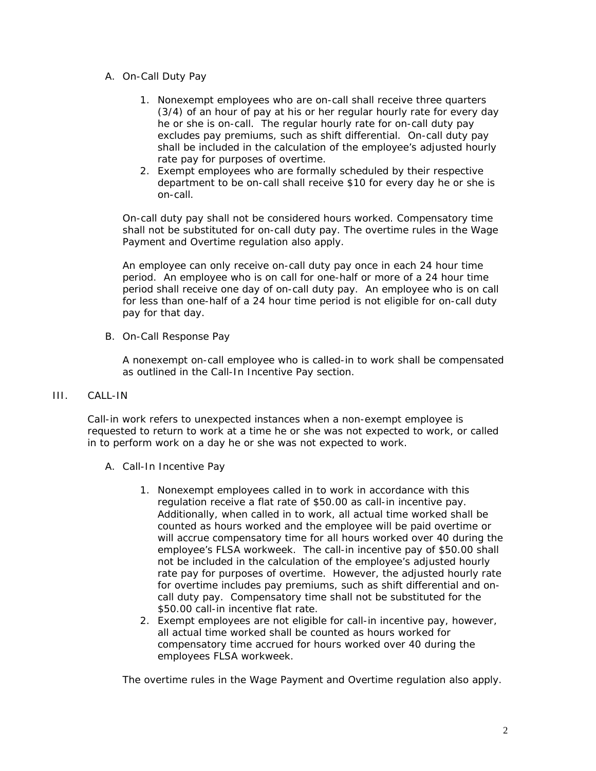A. On-Call Duty Pay

1. Nonexempt employees who are on-call shall receive three quarters (3/4) of an hour of pay at his or her regular hourly rate for every day he or she is on-call. The regular hourly rate for on-call duty pay excludes pay premiums, such as shift differential. On-call duty pay shall be included in the calculation of the employee's adjusted hourly rate pay for purposes of overtime.
2. Exempt employees who are formally scheduled by their respective department to be on-call shall receive $10 for every day he or she is on-call.

On-call duty pay shall not be considered hours worked. Compensatory time shall not be substituted for on-call duty pay. The overtime rules in the Wage Payment and Overtime regulation also apply.

An employee can only receive on-call duty pay once in each 24 hour time period. An employee who is on call for one-half or more of a 24 hour time period shall receive one day of on-call duty pay. An employee who is on call for less than one-half of a 24 hour time period is not eligible for on-call duty pay for that day.

B. On-Call Response Pay

A nonexempt on-call employee who is called-in to work shall be compensated as outlined in the Call-In Incentive Pay section.

## III. CALL-IN

Call-in work refers to unexpected instances when a non-exempt employee is requested to return to work at a time he or she was not expected to work, or called in to perform work on a day he or she was not expected to work.

A. Call-In Incentive Pay

1. Nonexempt employees called in to work in accordance with this regulation receive a flat rate of $50.00 as call-in incentive pay. Additionally, when called in to work, all actual time worked shall be counted as hours worked and the employee will be paid overtime or will accrue compensatory time for all hours worked over 40 during the employee's FLSA workweek. The call-in incentive pay of $50.00 shall not be included in the calculation of the employee's adjusted hourly rate pay for purposes of overtime. However, the adjusted hourly rate for overtime includes pay premiums, such as shift differential and on-call duty pay. Compensatory time shall not be substituted for the $50.00 call-in incentive flat rate.
2. Exempt employees are not eligible for call-in incentive pay, however, all actual time worked shall be counted as hours worked for compensatory time accrued for hours worked over 40 during the employees FLSA workweek.

The overtime rules in the Wage Payment and Overtime regulation also apply.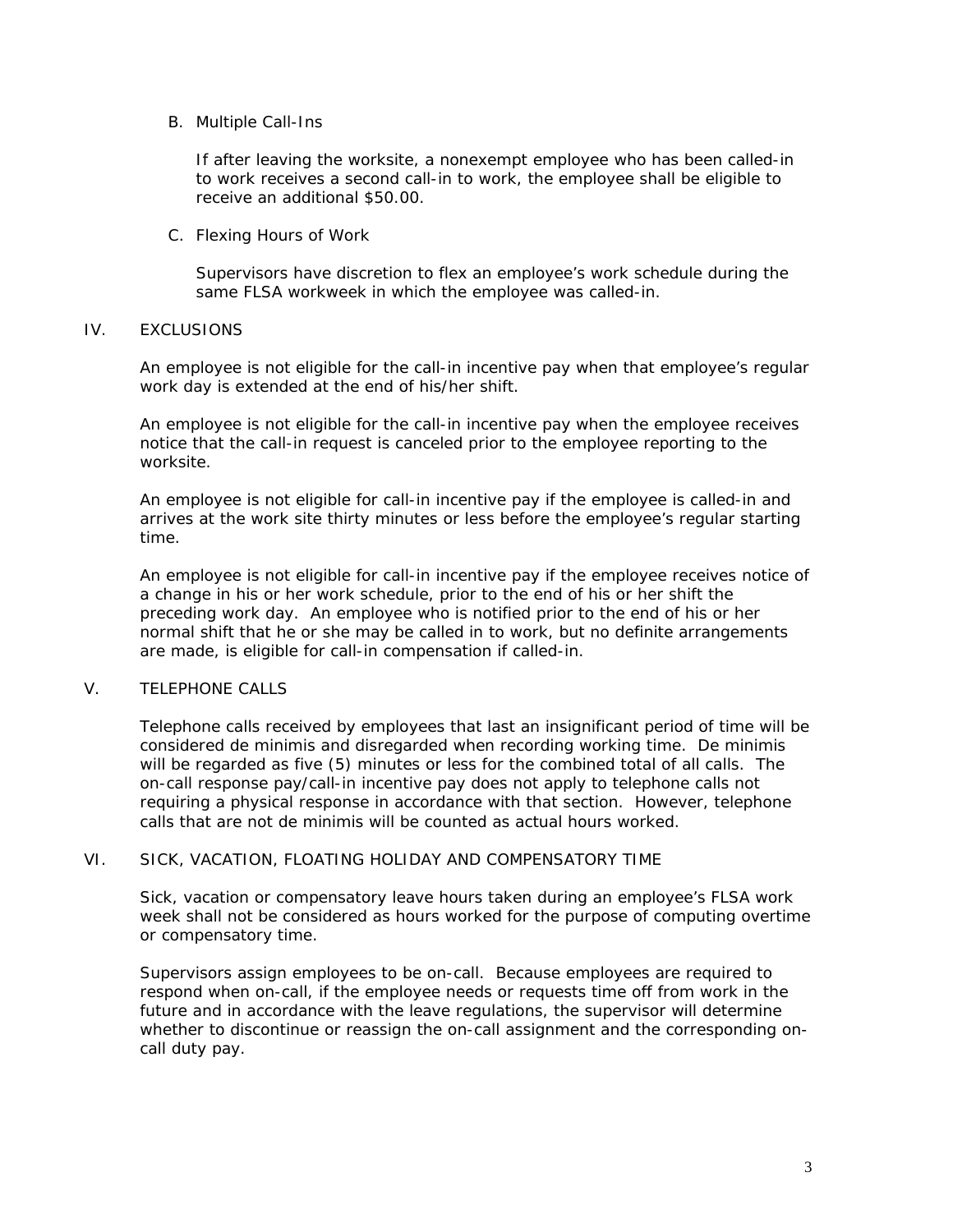### B. Multiple Call-Ins

If after leaving the worksite, a nonexempt employee who has been called-in to work receives a second call-in to work, the employee shall be eligible to receive an additional $50.00.

### C. Flexing Hours of Work

Supervisors have discretion to flex an employee's work schedule during the same FLSA workweek in which the employee was called-in.

## IV. EXCLUSIONS

An employee is not eligible for the call-in incentive pay when that employee's regular work day is extended at the end of his/her shift.

An employee is not eligible for the call-in incentive pay when the employee receives notice that the call-in request is canceled prior to the employee reporting to the worksite.

An employee is not eligible for call-in incentive pay if the employee is called-in and arrives at the work site thirty minutes or less before the employee's regular starting time.

An employee is not eligible for call-in incentive pay if the employee receives notice of a change in his or her work schedule, prior to the end of his or her shift the preceding work day. An employee who is notified prior to the end of his or her normal shift that he or she may be called in to work, but no definite arrangements are made, is eligible for call-in compensation if called-in.

## V. TELEPHONE CALLS

Telephone calls received by employees that last an insignificant period of time will be considered de minimis and disregarded when recording working time. De minimis will be regarded as five (5) minutes or less for the combined total of all calls. The on-call response pay/call-in incentive pay does not apply to telephone calls not requiring a physical response in accordance with that section. However, telephone calls that are not de minimis will be counted as actual hours worked.

## VI. SICK, VACATION, FLOATING HOLIDAY AND COMPENSATORY TIME

Sick, vacation or compensatory leave hours taken during an employee's FLSA work week shall not be considered as hours worked for the purpose of computing overtime or compensatory time.

Supervisors assign employees to be on-call. Because employees are required to respond when on-call, if the employee needs or requests time off from work in the future and in accordance with the leave regulations, the supervisor will determine whether to discontinue or reassign the on-call assignment and the corresponding on-call duty pay.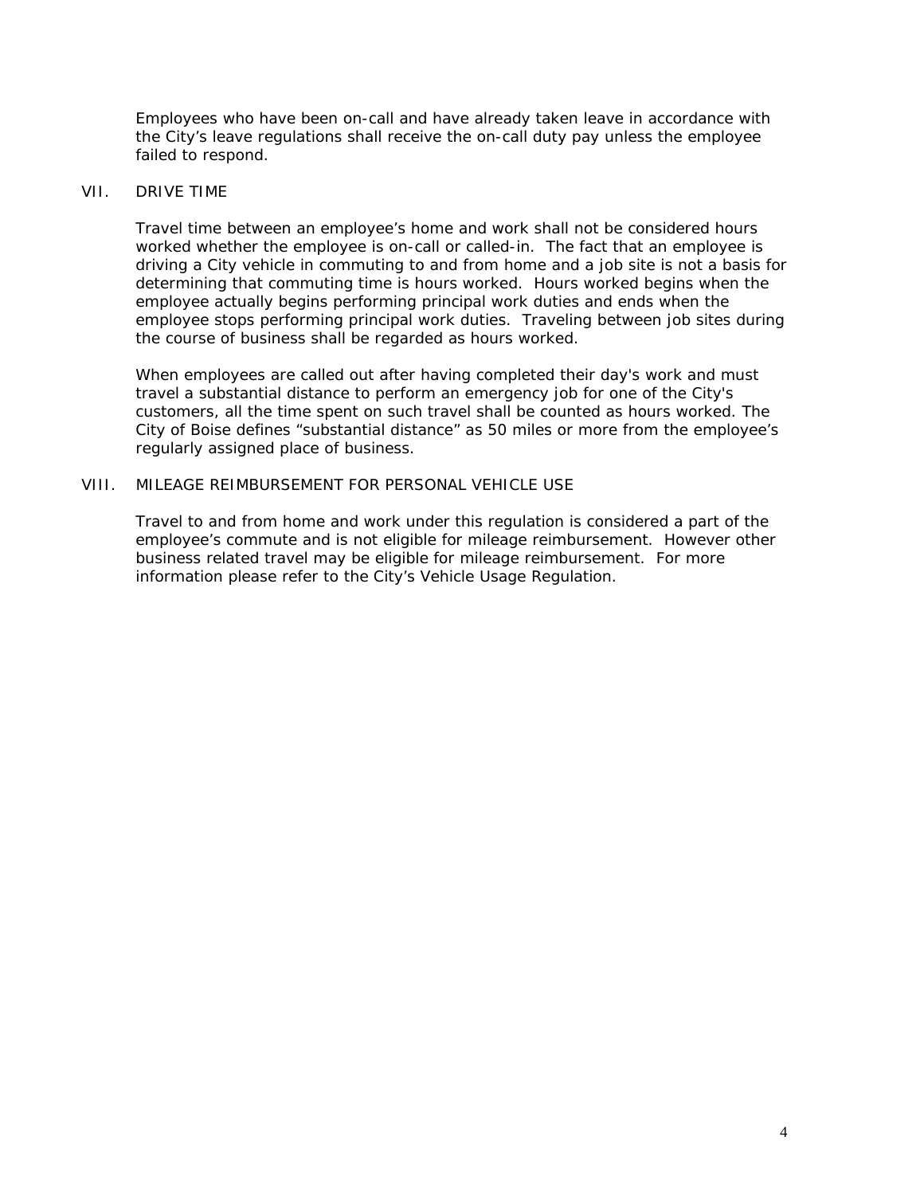Employees who have been on-call and have already taken leave in accordance with the City's leave regulations shall receive the on-call duty pay unless the employee failed to respond.

## VII. DRIVE TIME

Travel time between an employee's home and work shall not be considered hours worked whether the employee is on-call or called-in. The fact that an employee is driving a City vehicle in commuting to and from home and a job site is not a basis for determining that commuting time is hours worked. Hours worked begins when the employee actually begins performing principal work duties and ends when the employee stops performing principal work duties. Traveling between job sites during the course of business shall be regarded as hours worked.

When employees are called out after having completed their day's work and must travel a substantial distance to perform an emergency job for one of the City's customers, all the time spent on such travel shall be counted as hours worked. The City of Boise defines "substantial distance" as 50 miles or more from the employee's regularly assigned place of business.

## VIII. MILEAGE REIMBURSEMENT FOR PERSONAL VEHICLE USE

Travel to and from home and work under this regulation is considered a part of the employee's commute and is not eligible for mileage reimbursement. However other business related travel may be eligible for mileage reimbursement. For more information please refer to the City's Vehicle Usage Regulation.